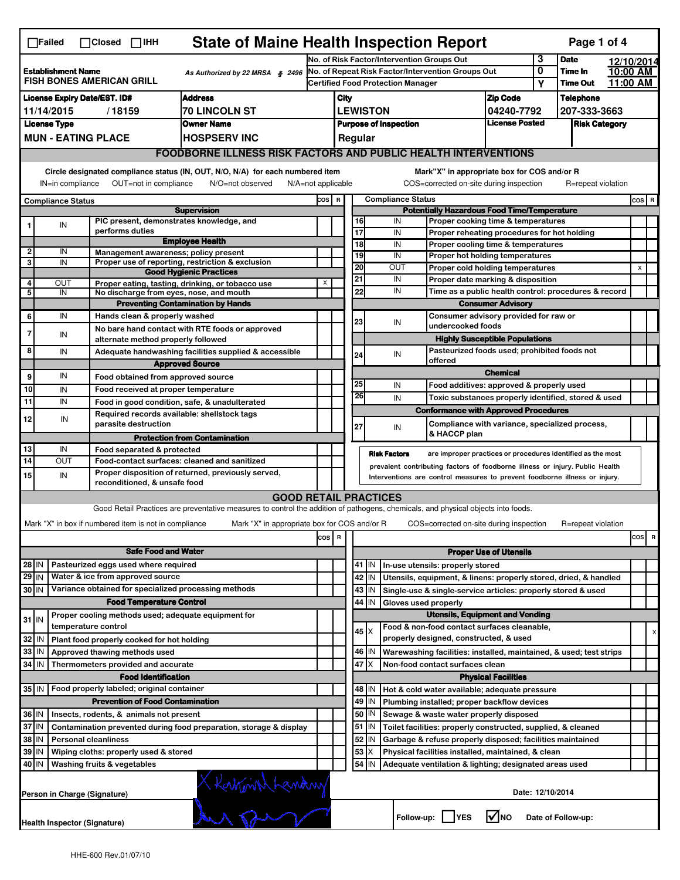☐Failed ☐Closed ☐IHH

# State of Maine Health Inspection Report

| | | | | |
|---|---|---|---|---|
| **Establishment Name** FISH BONES AMERICAN GRILL | As Authorized by 22 MRSA § 2496 | No. of Risk Factor/Intervention Groups Out: 3 | **Date** 12/10/2014 | |
| | | No. of Repeat Risk Factor/Intervention Groups Out: 0 | **Time In** 10:00 AM | |
| | | Certified Food Protection Manager: Y | **Time Out** 11:00 AM | |
| **License Expiry Date/EST. ID#** 11/14/2015 / 18159 | **Address** 70 LINCOLN ST | **City** LEWISTON | **Zip Code** 04240-7792 | **Telephone** 207-333-3663 |
| **License Type** MUN - EATING PLACE | **Owner Name** HOSPSERV INC | **Purpose of Inspection** Regular | **License Posted** | **Risk Category** |

## FOODBORNE ILLNESS RISK FACTORS AND PUBLIC HEALTH INTERVENTIONS

Circle designated compliance status (IN, OUT, N/O, N/A) for each numbered item — IN=in compliance OUT=not in compliance N/O=not observed N/A=not applicable

Mark"X" in appropriate box for COS and/or R — COS=corrected on-site during inspection R=repeat violation

| # | Compliance Status | Item | COS | R |
|---|---|---|---|---|
| | | **Supervision** | | |
| 1 | IN | PIC present, demonstrates knowledge, and performs duties | | |
| | | **Employee Health** | | |
| 2 | IN | Management awareness; policy present | | |
| 3 | IN | Proper use of reporting, restriction & exclusion | | |
| | | **Good Hygienic Practices** | | |
| 4 | OUT | Proper eating, tasting, drinking, or tobacco use | X | |
| 5 | IN | No discharge from eyes, nose, and mouth | | |
| | | **Preventing Contamination by Hands** | | |
| 6 | IN | Hands clean & properly washed | | |
| 7 | IN | No bare hand contact with RTE foods or approved alternate method properly followed | | |
| 8 | IN | Adequate handwashing facilities supplied & accessible | | |
| | | **Approved Source** | | |
| 9 | IN | Food obtained from approved source | | |
| 10 | IN | Food received at proper temperature | | |
| 11 | IN | Food in good condition, safe, & unadulterated | | |
| 12 | IN | Required records available: shellstock tags parasite destruction | | |
| | | **Protection from Contamination** | | |
| 13 | IN | Food separated & protected | | |
| 14 | OUT | Food-contact surfaces: cleaned and sanitized | | |
| 15 | IN | Proper disposition of returned, previously served, reconditioned, & unsafe food | | |
| | | **Potentially Hazardous Food Time/Temperature** | | |
| 16 | IN | Proper cooking time & temperatures | | |
| 17 | IN | Proper reheating procedures for hot holding | | |
| 18 | IN | Proper cooling time & temperatures | | |
| 19 | IN | Proper hot holding temperatures | | |
| 20 | OUT | Proper cold holding temperatures | | X |
| 21 | IN | Proper date marking & disposition | | |
| 22 | IN | Time as a public health control: procedures & record | | |
| | | **Consumer Advisory** | | |
| 23 | IN | Consumer advisory provided for raw or undercooked foods | | |
| | | **Highly Susceptible Populations** | | |
| 24 | IN | Pasteurized foods used; prohibited foods not offered | | |
| | | **Chemical** | | |
| 25 | IN | Food additives: approved & properly used | | |
| 26 | IN | Toxic substances properly identified, stored & used | | |
| | | **Conformance with Approved Procedures** | | |
| 27 | IN | Compliance with variance, specialized process, & HACCP plan | | |

**Risk Factors** are improper practices or procedures identified as the most prevalent contributing factors of foodborne illness or injury. Public Health Interventions are control measures to prevent foodborne illness or injury.

## GOOD RETAIL PRACTICES

Good Retail Practices are preventative measures to control the addition of pathogens, chemicals, and physical objects into foods.

Mark "X" in box if numbered item is not in compliance — Mark "X" in appropriate box for COS and/or R — COS=corrected on-site during inspection — R=repeat violation

| # | Status | Item | COS | R |
|---|---|---|---|---|
| | | **Safe Food and Water** | | |
| 28 | IN | Pasteurized eggs used where required | | |
| 29 | IN | Water & ice from approved source | | |
| 30 | IN | Variance obtained for specialized processing methods | | |
| | | **Food Temperature Control** | | |
| 31 | IN | Proper cooling methods used; adequate equipment for temperature control | | |
| 32 | IN | Plant food properly cooked for hot holding | | |
| 33 | IN | Approved thawing methods used | | |
| 34 | IN | Thermometers provided and accurate | | |
| | | **Food Identification** | | |
| 35 | IN | Food properly labeled; original container | | |
| | | **Prevention of Food Contamination** | | |
| 36 | IN | Insects, rodents, & animals not present | | |
| 37 | IN | Contamination prevented during food preparation, storage & display | | |
| 38 | IN | Personal cleanliness | | |
| 39 | IN | Wiping cloths: properly used & stored | | |
| 40 | IN | Washing fruits & vegetables | | |
| | | **Proper Use of Utensils** | | |
| 41 | IN | In-use utensils: properly stored | | |
| 42 | IN | Utensils, equipment, & linens: properly stored, dried, & handled | | |
| 43 | IN | Single-use & single-service articles: properly stored & used | | |
| 44 | IN | Gloves used properly | | |
| | | **Utensils, Equipment and Vending** | | |
| 45 | X | Food & non-food contact surfaces cleanable, properly designed, constructed, & used | | X |
| 46 | IN | Warewashing facilities: installed, maintained, & used; test strips | | |
| 47 | X | Non-food contact surfaces clean | | |
| | | **Physical Facilities** | | |
| 48 | IN | Hot & cold water available; adequate pressure | | |
| 49 | IN | Plumbing installed; proper backflow devices | | |
| 50 | IN | Sewage & waste water properly disposed | | |
| 51 | IN | Toilet facilities: properly constructed, supplied, & cleaned | | |
| 52 | IN | Garbage & refuse properly disposed; facilities maintained | | |
| 53 | X | Physical facilities installed, maintained, & clean | | |
| 54 | IN | Adequate ventilation & lighting; designated areas used | | |

Person in Charge (Signature): X Katerina Lenardy

Date: 12/10/2014

Health Inspector (Signature): [signature]

Follow-up: ☐ YES ☑ NO Date of Follow-up:

HHE-600 Rev.01/07/10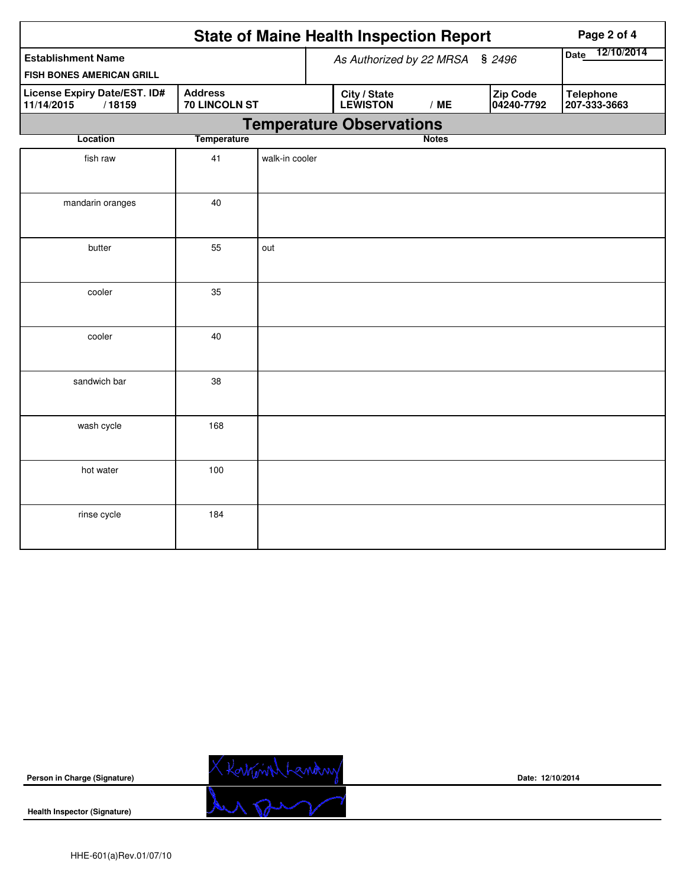# State of Maine Health Inspection Report

| Establishment Name | As Authorized by 22 MRSA § 2496 | | | Date 12/10/2014 |
|---|---|---|---|---|
| FISH BONES AMERICAN GRILL | | | | |
| **License Expiry Date/EST. ID#** 11/14/2015 / 18159 | **Address** 70 LINCOLN ST | **City / State** LEWISTON / ME | **Zip Code** 04240-7792 | **Telephone** 207-333-3663 |

## Temperature Observations

| Location | Temperature | Notes |
|---|---|---|
| fish raw | 41 | walk-in cooler |
| mandarin oranges | 40 | |
| butter | 55 | out |
| cooler | 35 | |
| cooler | 40 | |
| sandwich bar | 38 | |
| wash cycle | 168 | |
| hot water | 100 | |
| rinse cycle | 184 | |

**Person in Charge (Signature)** &nbsp;&nbsp;&nbsp;&nbsp; **Date: 12/10/2014**

**Health Inspector (Signature)**

HHE-601(a)Rev.01/07/10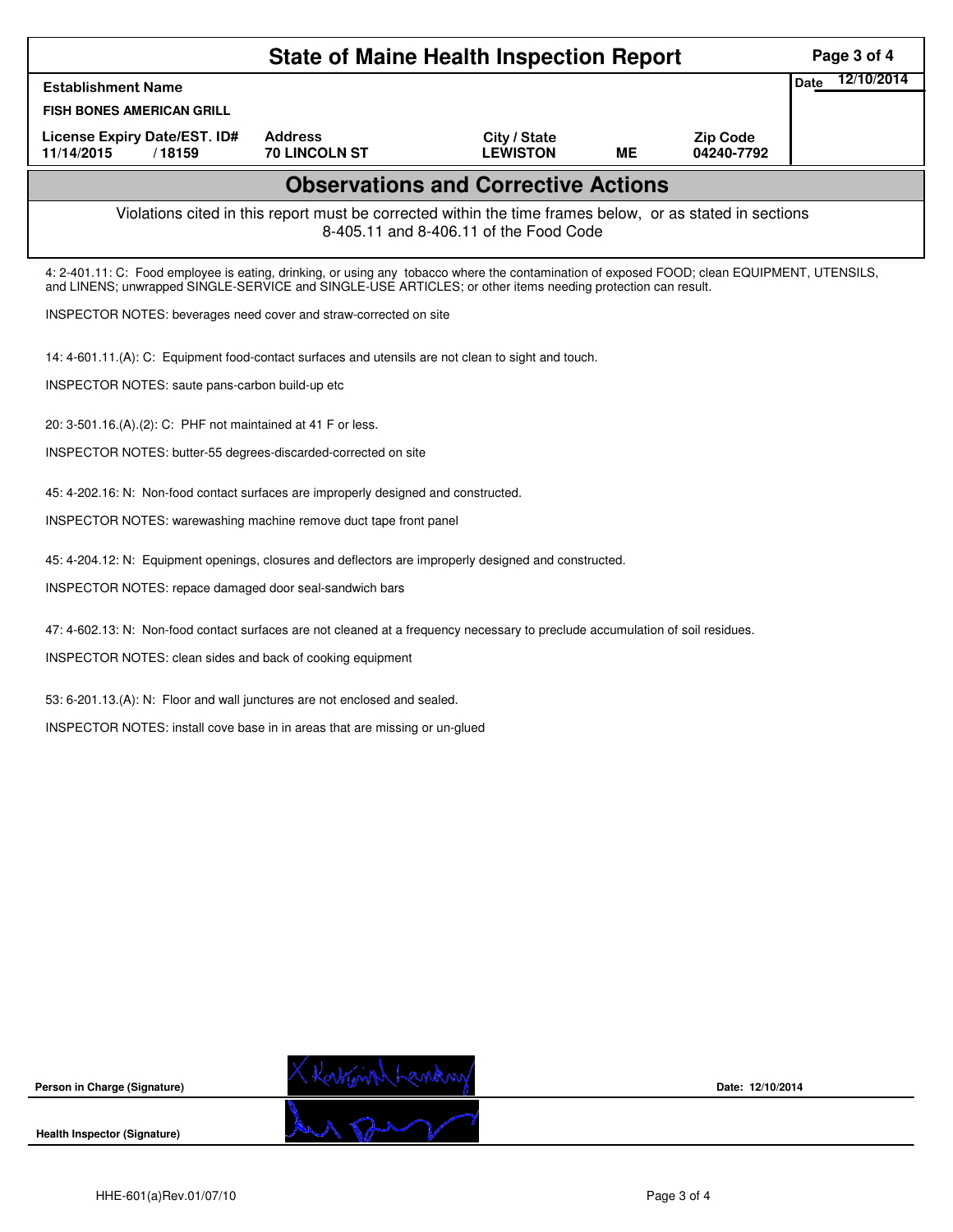# State of Maine Health Inspection Report

| Establishment Name | | | | | Date 12/10/2014 |
|---|---|---|---|---|---|
| FISH BONES AMERICAN GRILL | | | | | |
| License Expiry Date/EST. ID# | Address | City / State | | Zip Code | |
| 11/14/2015 / 18159 | 70 LINCOLN ST | LEWISTON | ME | 04240-7792 | |

## Observations and Corrective Actions

Violations cited in this report must be corrected within the time frames below, or as stated in sections 8-405.11 and 8-406.11 of the Food Code

4: 2-401.11: C: Food employee is eating, drinking, or using any tobacco where the contamination of exposed FOOD; clean EQUIPMENT, UTENSILS, and LINENS; unwrapped SINGLE-SERVICE and SINGLE-USE ARTICLES; or other items needing protection can result.

INSPECTOR NOTES: beverages need cover and straw-corrected on site

14: 4-601.11.(A): C: Equipment food-contact surfaces and utensils are not clean to sight and touch.

INSPECTOR NOTES: saute pans-carbon build-up etc

20: 3-501.16.(A).(2): C: PHF not maintained at 41 F or less.

INSPECTOR NOTES: butter-55 degrees-discarded-corrected on site

45: 4-202.16: N: Non-food contact surfaces are improperly designed and constructed.

INSPECTOR NOTES: warewashing machine remove duct tape front panel

45: 4-204.12: N: Equipment openings, closures and deflectors are improperly designed and constructed.

INSPECTOR NOTES: repace damaged door seal-sandwich bars

47: 4-602.13: N: Non-food contact surfaces are not cleaned at a frequency necessary to preclude accumulation of soil residues.

INSPECTOR NOTES: clean sides and back of cooking equipment

53: 6-201.13.(A): N: Floor and wall junctures are not enclosed and sealed.

INSPECTOR NOTES: install cove base in in areas that are missing or un-glued

**Person in Charge (Signature)** Date: 12/10/2014

**Health Inspector (Signature)**

HHE-601(a)Rev.01/07/10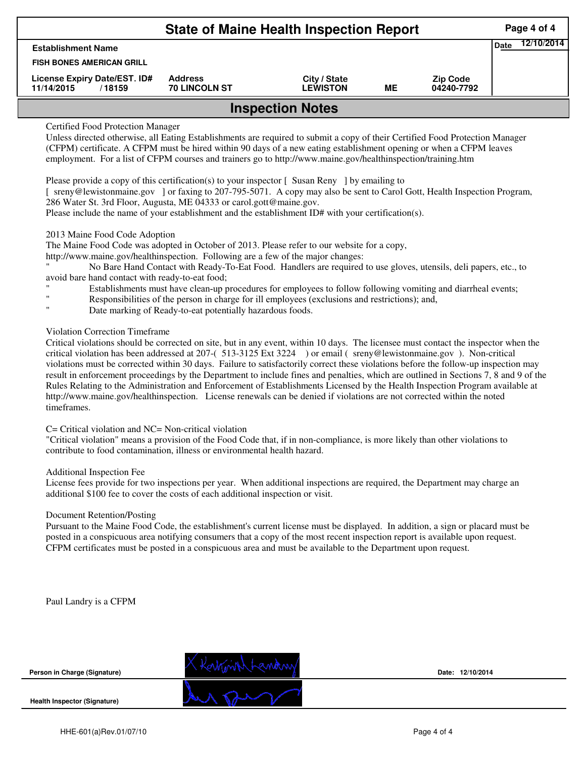# State of Maine Health Inspection Report

| | | | | | |
|---|---|---|---|---|---|
| **Establishment Name** | | | | | **Date** 12/10/2014 |
| **FISH BONES AMERICAN GRILL** | | | | | |
| **License Expiry Date/EST. ID#** 11/14/2015 / 18159 | **Address** 70 LINCOLN ST | **City / State** LEWISTON | ME | **Zip Code** 04240-7792 | |

## Inspection Notes

Certified Food Protection Manager

Unless directed otherwise, all Eating Establishments are required to submit a copy of their Certified Food Protection Manager (CFPM) certificate. A CFPM must be hired within 90 days of a new eating establishment opening or when a CFPM leaves employment. For a list of CFPM courses and trainers go to http://www.maine.gov/healthinspection/training.htm

Please provide a copy of this certification(s) to your inspector [ Susan Reny ] by emailing to [ sreny@lewistonmaine.gov ] or faxing to 207-795-5071. A copy may also be sent to Carol Gott, Health Inspection Program, 286 Water St. 3rd Floor, Augusta, ME 04333 or carol.gott@maine.gov.

Please include the name of your establishment and the establishment ID# with your certification(s).

2013 Maine Food Code Adoption

The Maine Food Code was adopted in October of 2013. Please refer to our website for a copy, http://www.maine.gov/healthinspection. Following are a few of the major changes:

" No Bare Hand Contact with Ready-To-Eat Food. Handlers are required to use gloves, utensils, deli papers, etc., to avoid bare hand contact with ready-to-eat food;

" Establishments must have clean-up procedures for employees to follow following vomiting and diarrheal events;

" Responsibilities of the person in charge for ill employees (exclusions and restrictions); and,

" Date marking of Ready-to-eat potentially hazardous foods.

Violation Correction Timeframe

Critical violations should be corrected on site, but in any event, within 10 days. The licensee must contact the inspector when the critical violation has been addressed at 207-( 513-3125 Ext 3224 ) or email ( sreny@lewistonmaine.gov ). Non-critical violations must be corrected within 30 days. Failure to satisfactorily correct these violations before the follow-up inspection may result in enforcement proceedings by the Department to include fines and penalties, which are outlined in Sections 7, 8 and 9 of the Rules Relating to the Administration and Enforcement of Establishments Licensed by the Health Inspection Program available at http://www.maine.gov/healthinspection. License renewals can be denied if violations are not corrected within the noted timeframes.

C= Critical violation and NC= Non-critical violation

"Critical violation" means a provision of the Food Code that, if in non-compliance, is more likely than other violations to contribute to food contamination, illness or environmental health hazard.

Additional Inspection Fee

License fees provide for two inspections per year. When additional inspections are required, the Department may charge an additional $100 fee to cover the costs of each additional inspection or visit.

Document Retention/Posting

Pursuant to the Maine Food Code, the establishment's current license must be displayed. In addition, a sign or placard must be posted in a conspicuous area notifying consumers that a copy of the most recent inspection report is available upon request. CFPM certificates must be posted in a conspicuous area and must be available to the Department upon request.

Paul Landry is a CFPM

**Person in Charge (Signature)** X Kathirine Landry **Date:** 12/10/2014

**Health Inspector (Signature)**

HHE-601(a)Rev.01/07/10